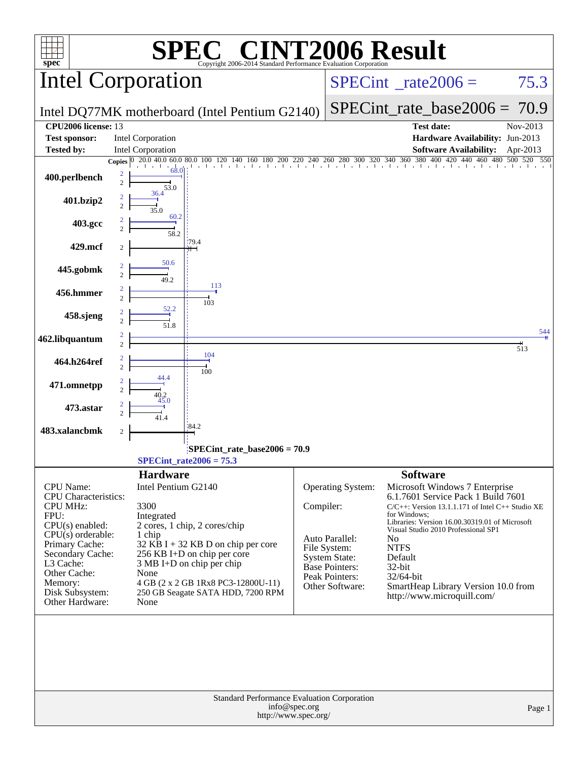# SPEC® CINT2006 Result

Copyright 2006-2014 Standard Performance Evaluation Corporation

## Intel Corporation

Intel DQ77MK motherboard (Intel Pentium G2140)

SPECint_rate2006 = 75.3

SPECint_rate_base2006 = 70.9

| | | | |
|---|---|---|---|
| **CPU2006 license:** | 13 | **Test date:** | Nov-2013 |
| **Test sponsor:** | Intel Corporation | **Hardware Availability:** | Jun-2013 |
| **Tested by:** | Intel Corporation | **Software Availability:** | Apr-2013 |

| Benchmark | Copies (peak) | Peak | Copies (base) | Base |
|---|---|---|---|---|
| 400.perlbench | 2 | 68.0 | 2 | 53.0 |
| 401.bzip2 | 2 | 36.4 | 2 | 35.0 |
| 403.gcc | 2 | 60.2 | 2 | 58.2 |
| 429.mcf | | | 2 | 79.4 |
| 445.gobmk | 2 | 50.6 | 2 | 49.2 |
| 456.hmmer | 2 | 113 | 2 | 103 |
| 458.sjeng | 2 | 52.2 | 2 | 51.8 |
| 462.libquantum | 2 | 544 | 2 | 513 |
| 464.h264ref | 2 | 104 | 2 | 100 |
| 471.omnetpp | 2 | 44.4 | 2 | 40.2 |
| 473.astar | 2 | 45.0 | 2 | 41.4 |
| 483.xalancbmk | | | 2 | 84.2 |

SPECint_rate_base2006 = 70.9

SPECint_rate2006 = 75.3

### Hardware

| | |
|---|---|
| CPU Name: | Intel Pentium G2140 |
| CPU Characteristics: | |
| CPU MHz: | 3300 |
| FPU: | Integrated |
| CPU(s) enabled: | 2 cores, 1 chip, 2 cores/chip |
| CPU(s) orderable: | 1 chip |
| Primary Cache: | 32 KB I + 32 KB D on chip per core |
| Secondary Cache: | 256 KB I+D on chip per core |
| L3 Cache: | 3 MB I+D on chip per chip |
| Other Cache: | None |
| Memory: | 4 GB (2 x 2 GB 1Rx8 PC3-12800U-11) |
| Disk Subsystem: | 250 GB Seagate SATA HDD, 7200 RPM |
| Other Hardware: | None |

### Software

| | |
|---|---|
| Operating System: | Microsoft Windows 7 Enterprise 6.1.7601 Service Pack 1 Build 7601 |
| Compiler: | C/C++: Version 13.1.1.171 of Intel C++ Studio XE for Windows; Libraries: Version 16.00.30319.01 of Microsoft Visual Studio 2010 Professional SP1 |
| Auto Parallel: | No |
| File System: | NTFS |
| System State: | Default |
| Base Pointers: | 32-bit |
| Peak Pointers: | 32/64-bit |
| Other Software: | SmartHeap Library Version 10.0 from http://www.microquill.com/ |

Standard Performance Evaluation Corporation
info@spec.org
http://www.spec.org/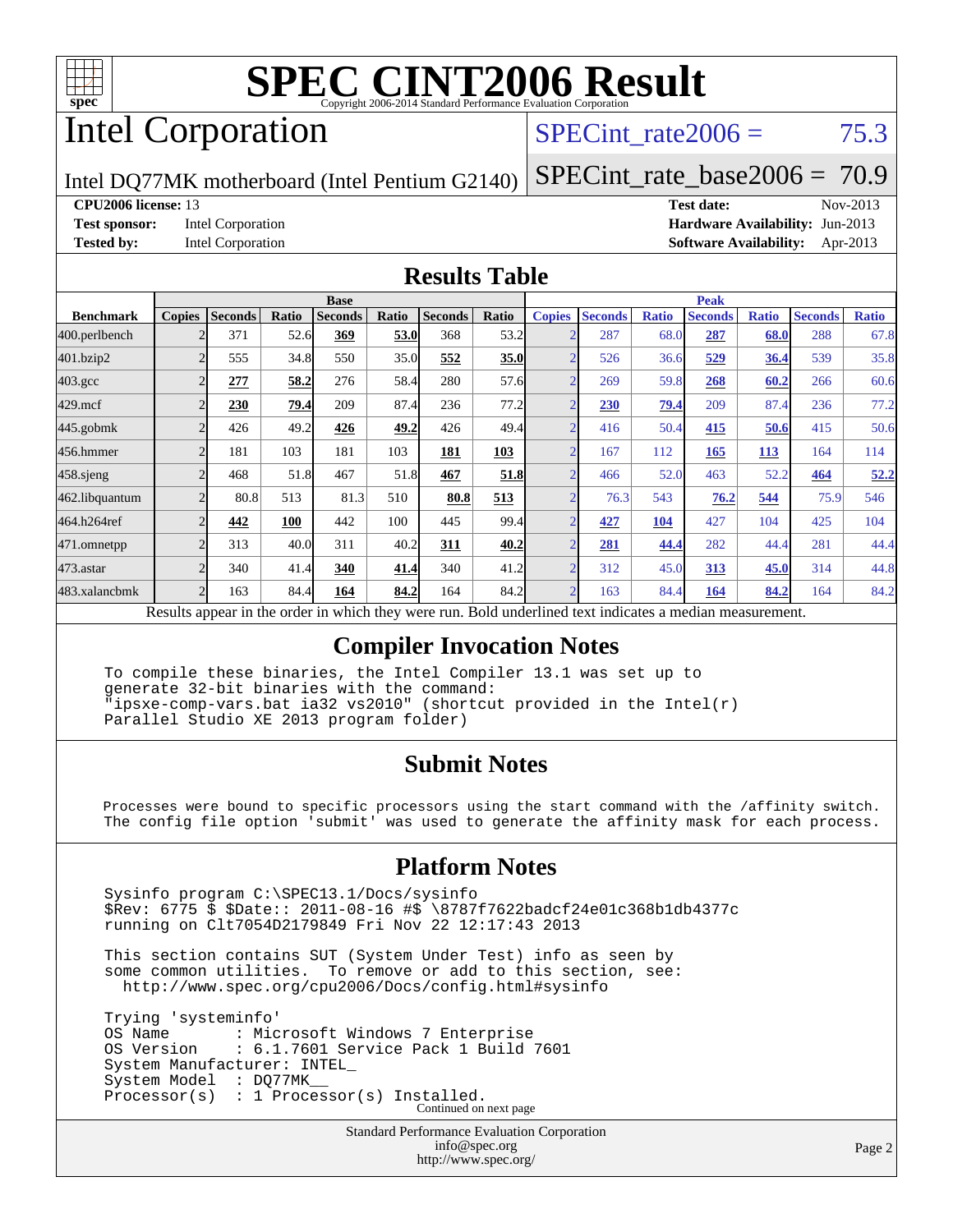# SPEC CINT2006 Result

Copyright 2006-2014 Standard Performance Evaluation Corporation

# Intel Corporation

Intel DQ77MK motherboard (Intel Pentium G2140)

SPECint_rate2006 = 75.3

SPECint_rate_base2006 = 70.9

**CPU2006 license:** 13 **Test date:** Nov-2013

**Test sponsor:** Intel Corporation **Hardware Availability:** Jun-2013

**Tested by:** Intel Corporation **Software Availability:** Apr-2013

## Results Table

| Benchmark | Base | | | | | | | Peak | | | | | | |
|---|---|---|---|---|---|---|---|---|---|---|---|---|---|---|
| | Copies | Seconds | Ratio | Seconds | Ratio | Seconds | Ratio | Copies | Seconds | Ratio | Seconds | Ratio | Seconds | Ratio |
| 400.perlbench | 2 | 371 | 52.6 | **369** | **53.0** | 368 | 53.2 | 2 | 287 | 68.0 | **287** | **68.0** | 288 | 67.8 |
| 401.bzip2 | 2 | 555 | 34.8 | 550 | 35.0 | **552** | **35.0** | 2 | 526 | 36.6 | **529** | **36.4** | 539 | 35.8 |
| 403.gcc | 2 | **277** | **58.2** | 276 | 58.4 | 280 | 57.6 | 2 | 269 | 59.8 | **268** | **60.2** | 266 | 60.6 |
| 429.mcf | 2 | **230** | **79.4** | 209 | 87.4 | 236 | 77.2 | 2 | **230** | **79.4** | 209 | 87.4 | 236 | 77.2 |
| 445.gobmk | 2 | 426 | 49.2 | **426** | **49.2** | 426 | 49.4 | 2 | 416 | 50.4 | **415** | **50.6** | 415 | 50.6 |
| 456.hmmer | 2 | 181 | 103 | 181 | 103 | **181** | **103** | 2 | 167 | 112 | **165** | **113** | 164 | 114 |
| 458.sjeng | 2 | 468 | 51.8 | 467 | 51.8 | **467** | **51.8** | 2 | 466 | 52.0 | 463 | 52.2 | **464** | **52.2** |
| 462.libquantum | 2 | 80.8 | 513 | 81.3 | 510 | **80.8** | **513** | 2 | 76.3 | 543 | **76.2** | **544** | 75.9 | 546 |
| 464.h264ref | 2 | **442** | **100** | 442 | 100 | 445 | 99.4 | 2 | **427** | **104** | 427 | 104 | 425 | 104 |
| 471.omnetpp | 2 | 313 | 40.0 | 311 | 40.2 | **311** | **40.2** | 2 | **281** | **44.4** | 282 | 44.4 | 281 | 44.4 |
| 473.astar | 2 | 340 | 41.4 | **340** | **41.4** | 340 | 41.2 | 2 | 312 | 45.0 | **313** | **45.0** | 314 | 44.8 |
| 483.xalancbmk | 2 | 163 | 84.4 | **164** | **84.2** | 164 | 84.2 | 2 | 163 | 84.4 | **164** | **84.2** | 164 | 84.2 |

Results appear in the order in which they were run. Bold underlined text indicates a median measurement.

## Compiler Invocation Notes

```
To compile these binaries, the Intel Compiler 13.1 was set up to
generate 32-bit binaries with the command:
"ipsxe-comp-vars.bat ia32 vs2010" (shortcut provided in the Intel(r)
Parallel Studio XE 2013 program folder)
```

## Submit Notes

```
Processes were bound to specific processors using the start command with the /affinity switch.
The config file option 'submit' was used to generate the affinity mask for each process.
```

## Platform Notes

```
Sysinfo program C:\SPEC13.1/Docs/sysinfo
$Rev: 6775 $ $Date:: 2011-08-16 #$ \8787f7622badcf24e01c368b1db4377c
running on Clt7054D2179849 Fri Nov 22 12:17:43 2013

This section contains SUT (System Under Test) info as seen by
some common utilities.  To remove or add to this section, see:
  http://www.spec.org/cpu2006/Docs/config.html#sysinfo

Trying 'systeminfo'
OS Name       : Microsoft Windows 7 Enterprise
OS Version    : 6.1.7601 Service Pack 1 Build 7601
System Manufacturer: INTEL_
System Model  : DQ77MK__
Processor(s)  : 1 Processor(s) Installed.
```

Continued on next page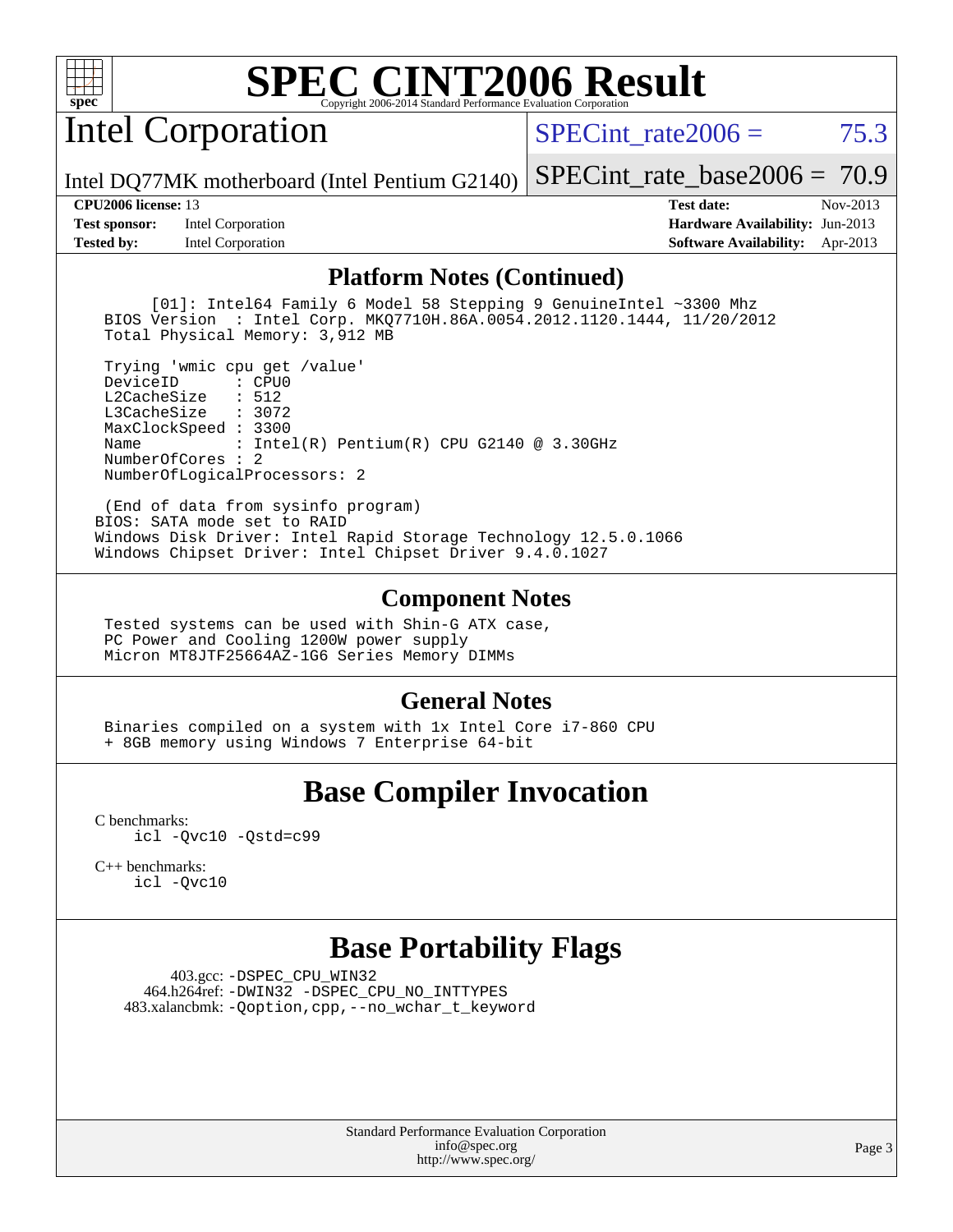## Platform Notes (Continued)

```
      [01]: Intel64 Family 6 Model 58 Stepping 9 GenuineIntel ~3300 Mhz
  BIOS Version  : Intel Corp. MKQ7710H.86A.0054.2012.1120.1444, 11/20/2012
  Total Physical Memory: 3,912 MB

  Trying 'wmic cpu get /value'
  DeviceID      : CPU0
  L2CacheSize   : 512
  L3CacheSize   : 3072
  MaxClockSpeed : 3300
  Name          : Intel(R) Pentium(R) CPU G2140 @ 3.30GHz
  NumberOfCores : 2
  NumberOfLogicalProcessors: 2

  (End of data from sysinfo program)
 BIOS: SATA mode set to RAID
 Windows Disk Driver: Intel Rapid Storage Technology 12.5.0.1066
 Windows Chipset Driver: Intel Chipset Driver 9.4.0.1027
```

## Component Notes

```
  Tested systems can be used with Shin-G ATX case,
  PC Power and Cooling 1200W power supply
  Micron MT8JTF25664AZ-1G6 Series Memory DIMMs
```

## General Notes

```
  Binaries compiled on a system with 1x Intel Core i7-860 CPU
  + 8GB memory using Windows 7 Enterprise 64-bit
```

# Base Compiler Invocation

C benchmarks:
```
icl -Qvc10 -Qstd=c99
```

C++ benchmarks:
```
icl -Qvc10
```

# Base Portability Flags

403.gcc: -DSPEC_CPU_WIN32
464.h264ref: -DWIN32 -DSPEC_CPU_NO_INTTYPES
483.xalancbmk: -Qoption,cpp,--no_wchar_t_keyword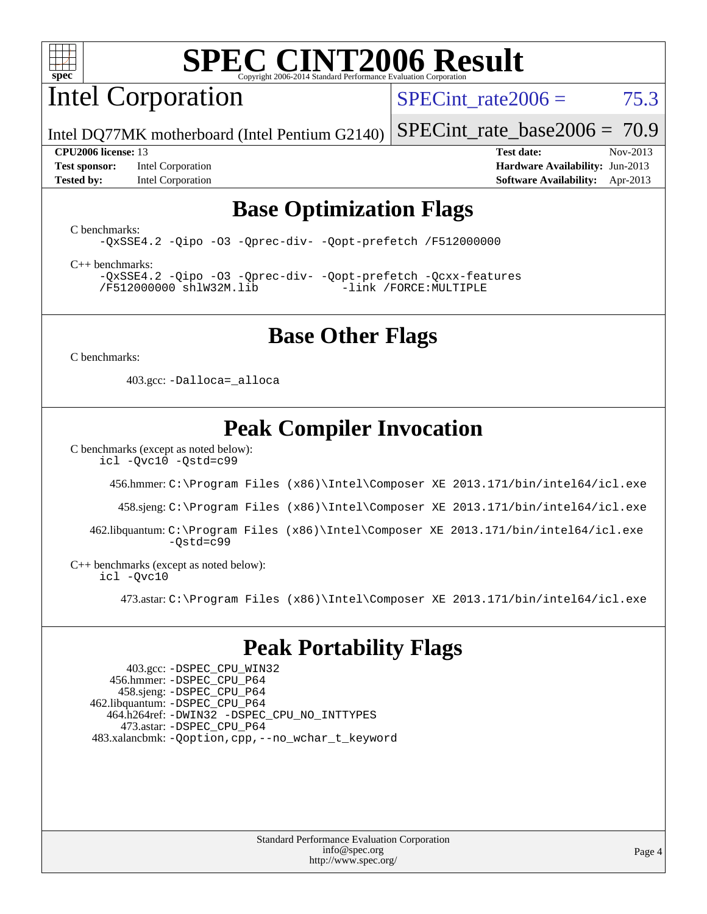# SPEC CINT2006 Result

Copyright 2006-2014 Standard Performance Evaluation Corporation

## Intel Corporation

Intel DQ77MK motherboard (Intel Pentium G2140)

SPECint_rate2006 = 75.3

SPECint_rate_base2006 = 70.9

**CPU2006 license:** 13

**Test sponsor:** Intel Corporation

**Tested by:** Intel Corporation

**Test date:** Nov-2013

**Hardware Availability:** Jun-2013

**Software Availability:** Apr-2013

## Base Optimization Flags

C benchmarks:

```
-QxSSE4.2 -Qipo -O3 -Qprec-div- -Qopt-prefetch /F512000000
```

C++ benchmarks:

```
-QxSSE4.2 -Qipo -O3 -Qprec-div- -Qopt-prefetch -Qcxx-features
/F512000000 shlW32M.lib            -link /FORCE:MULTIPLE
```

## Base Other Flags

C benchmarks:

403.gcc: `-Dalloca=_alloca`

## Peak Compiler Invocation

C benchmarks (except as noted below):

```
icl -Qvc10 -Qstd=c99
```

456.hmmer: `C:\Program Files (x86)\Intel\Composer XE 2013.171/bin/intel64/icl.exe`

458.sjeng: `C:\Program Files (x86)\Intel\Composer XE 2013.171/bin/intel64/icl.exe`

462.libquantum: `C:\Program Files (x86)\Intel\Composer XE 2013.171/bin/intel64/icl.exe -Qstd=c99`

C++ benchmarks (except as noted below):

```
icl -Qvc10
```

473.astar: `C:\Program Files (x86)\Intel\Composer XE 2013.171/bin/intel64/icl.exe`

## Peak Portability Flags

403.gcc: `-DSPEC_CPU_WIN32`
456.hmmer: `-DSPEC_CPU_P64`
458.sjeng: `-DSPEC_CPU_P64`
462.libquantum: `-DSPEC_CPU_P64`
464.h264ref: `-DWIN32 -DSPEC_CPU_NO_INTTYPES`
473.astar: `-DSPEC_CPU_P64`
483.xalancbmk: `-Qoption,cpp,--no_wchar_t_keyword`

Standard Performance Evaluation Corporation
info@spec.org
http://www.spec.org/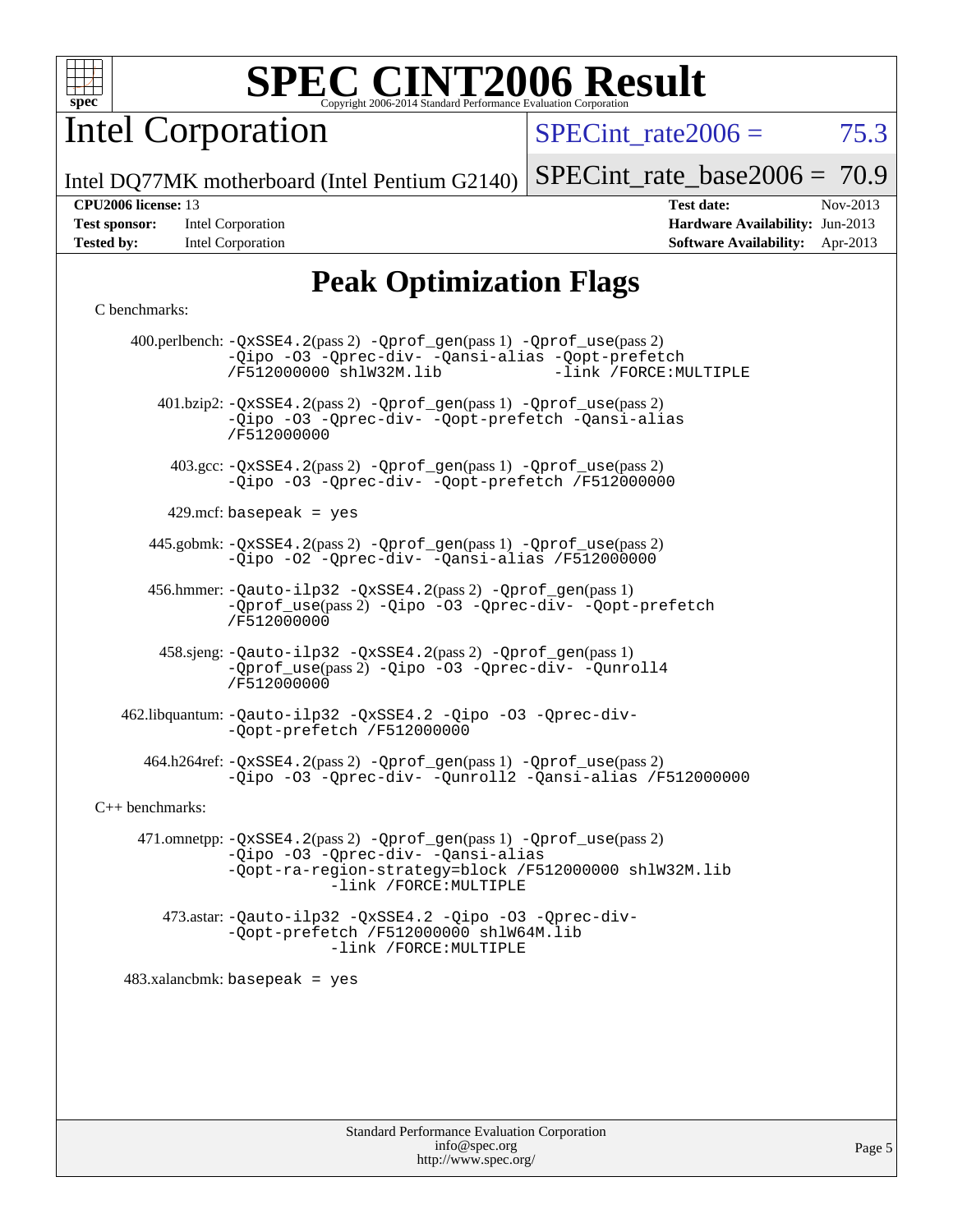# SPEC CINT2006 Result

Copyright 2006-2014 Standard Performance Evaluation Corporation

## Intel Corporation

Intel DQ77MK motherboard (Intel Pentium G2140)

SPECint_rate2006 = 75.3

SPECint_rate_base2006 = 70.9

**CPU2006 license:** 13
**Test sponsor:** Intel Corporation
**Tested by:** Intel Corporation

**Test date:** Nov-2013
**Hardware Availability:** Jun-2013
**Software Availability:** Apr-2013

## Peak Optimization Flags

C benchmarks:

400.perlbench: -QxSSE4.2(pass 2) -Qprof_gen(pass 1) -Qprof_use(pass 2) -Qipo -O3 -Qprec-div- -Qansi-alias -Qopt-prefetch /F512000000 shlW32M.lib -link /FORCE:MULTIPLE

401.bzip2: -QxSSE4.2(pass 2) -Qprof_gen(pass 1) -Qprof_use(pass 2) -Qipo -O3 -Qprec-div- -Qopt-prefetch -Qansi-alias /F512000000

403.gcc: -QxSSE4.2(pass 2) -Qprof_gen(pass 1) -Qprof_use(pass 2) -Qipo -O3 -Qprec-div- -Qopt-prefetch /F512000000

429.mcf: basepeak = yes

445.gobmk: -QxSSE4.2(pass 2) -Qprof_gen(pass 1) -Qprof_use(pass 2) -Qipo -O2 -Qprec-div- -Qansi-alias /F512000000

456.hmmer: -Qauto-ilp32 -QxSSE4.2(pass 2) -Qprof_gen(pass 1) -Qprof_use(pass 2) -Qipo -O3 -Qprec-div- -Qopt-prefetch /F512000000

458.sjeng: -Qauto-ilp32 -QxSSE4.2(pass 2) -Qprof_gen(pass 1) -Qprof_use(pass 2) -Qipo -O3 -Qprec-div- -Qunroll4 /F512000000

462.libquantum: -Qauto-ilp32 -QxSSE4.2 -Qipo -O3 -Qprec-div- -Qopt-prefetch /F512000000

464.h264ref: -QxSSE4.2(pass 2) -Qprof_gen(pass 1) -Qprof_use(pass 2) -Qipo -O3 -Qprec-div- -Qunroll2 -Qansi-alias /F512000000

C++ benchmarks:

471.omnetpp: -QxSSE4.2(pass 2) -Qprof_gen(pass 1) -Qprof_use(pass 2) -Qipo -O3 -Qprec-div- -Qansi-alias -Qopt-ra-region-strategy=block /F512000000 shlW32M.lib -link /FORCE:MULTIPLE

473.astar: -Qauto-ilp32 -QxSSE4.2 -Qipo -O3 -Qprec-div- -Qopt-prefetch /F512000000 shlW64M.lib -link /FORCE:MULTIPLE

483.xalancbmk: basepeak = yes

Standard Performance Evaluation Corporation
info@spec.org
http://www.spec.org/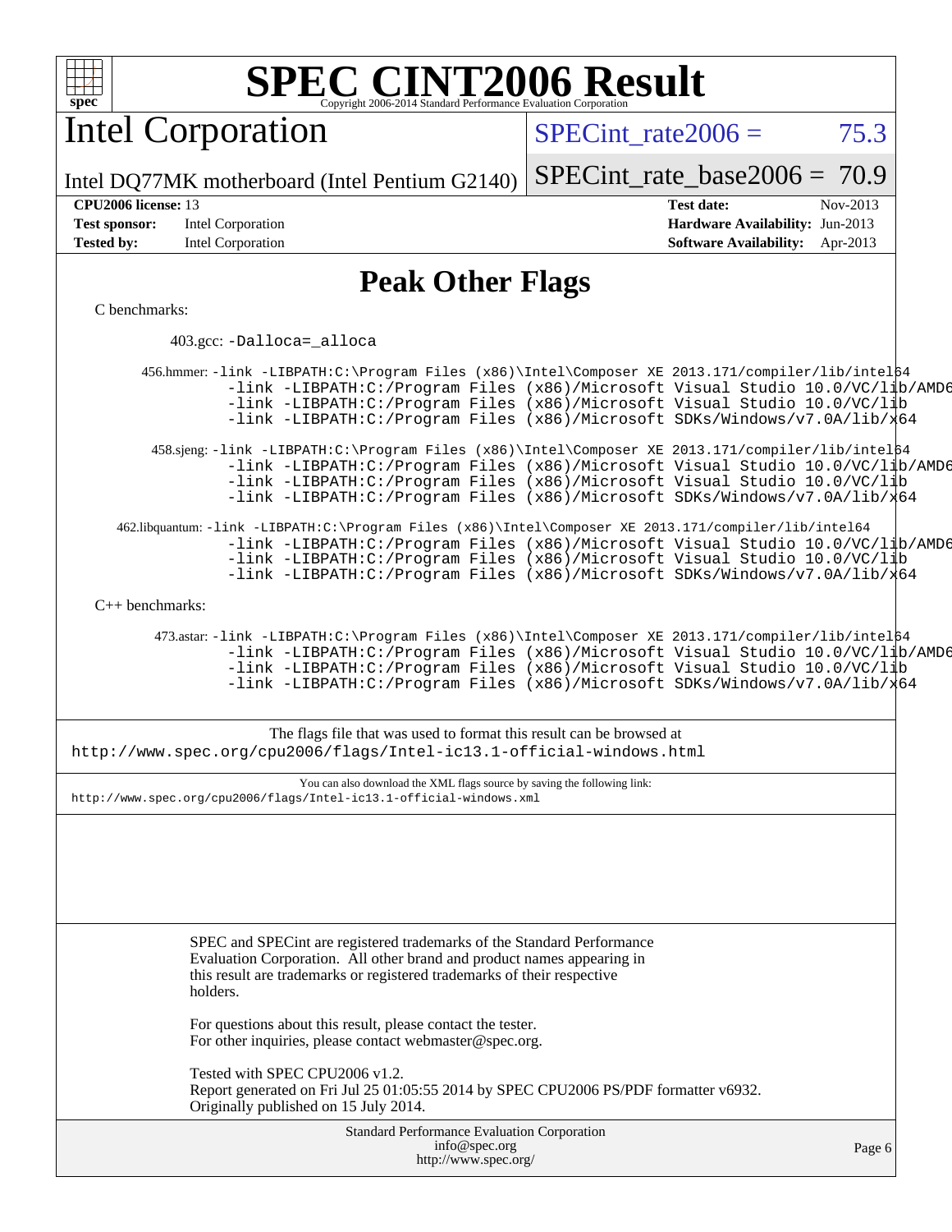# SPEC CINT2006 Result

Copyright 2006-2014 Standard Performance Evaluation Corporation

## Intel Corporation

SPECint_rate2006 = 75.3

Intel DQ77MK motherboard (Intel Pentium G2140)

SPECint_rate_base2006 = 70.9

**CPU2006 license:** 13
**Test sponsor:** Intel Corporation
**Tested by:** Intel Corporation

**Test date:** Nov-2013
**Hardware Availability:** Jun-2013
**Software Availability:** Apr-2013

## Peak Other Flags

C benchmarks:

403.gcc: -Dalloca=_alloca

456.hmmer:
```
-link -LIBPATH:C:\Program Files (x86)\Intel\Composer XE 2013.171/compiler/lib/intel64
-link -LIBPATH:C:/Program Files (x86)/Microsoft Visual Studio 10.0/VC/lib/AMD6
-link -LIBPATH:C:/Program Files (x86)/Microsoft Visual Studio 10.0/VC/lib
-link -LIBPATH:C:/Program Files (x86)/Microsoft SDKs/Windows/v7.0A/lib/x64
```

458.sjeng:
```
-link -LIBPATH:C:\Program Files (x86)\Intel\Composer XE 2013.171/compiler/lib/intel64
-link -LIBPATH:C:/Program Files (x86)/Microsoft Visual Studio 10.0/VC/lib/AMD6
-link -LIBPATH:C:/Program Files (x86)/Microsoft Visual Studio 10.0/VC/lib
-link -LIBPATH:C:/Program Files (x86)/Microsoft SDKs/Windows/v7.0A/lib/x64
```

462.libquantum:
```
-link -LIBPATH:C:\Program Files (x86)\Intel\Composer XE 2013.171/compiler/lib/intel64
-link -LIBPATH:C:/Program Files (x86)/Microsoft Visual Studio 10.0/VC/lib/AMD6
-link -LIBPATH:C:/Program Files (x86)/Microsoft Visual Studio 10.0/VC/lib
-link -LIBPATH:C:/Program Files (x86)/Microsoft SDKs/Windows/v7.0A/lib/x64
```

C++ benchmarks:

473.astar:
```
-link -LIBPATH:C:\Program Files (x86)\Intel\Composer XE 2013.171/compiler/lib/intel64
-link -LIBPATH:C:/Program Files (x86)/Microsoft Visual Studio 10.0/VC/lib/AMD6
-link -LIBPATH:C:/Program Files (x86)/Microsoft Visual Studio 10.0/VC/lib
-link -LIBPATH:C:/Program Files (x86)/Microsoft SDKs/Windows/v7.0A/lib/x64
```

The flags file that was used to format this result can be browsed at
http://www.spec.org/cpu2006/flags/Intel-ic13.1-official-windows.html

You can also download the XML flags source by saving the following link:
http://www.spec.org/cpu2006/flags/Intel-ic13.1-official-windows.xml

SPEC and SPECint are registered trademarks of the Standard Performance Evaluation Corporation. All other brand and product names appearing in this result are trademarks or registered trademarks of their respective holders.

For questions about this result, please contact the tester.
For other inquiries, please contact webmaster@spec.org.

Tested with SPEC CPU2006 v1.2.
Report generated on Fri Jul 25 01:05:55 2014 by SPEC CPU2006 PS/PDF formatter v6932.
Originally published on 15 July 2014.

Standard Performance Evaluation Corporation
info@spec.org
http://www.spec.org/